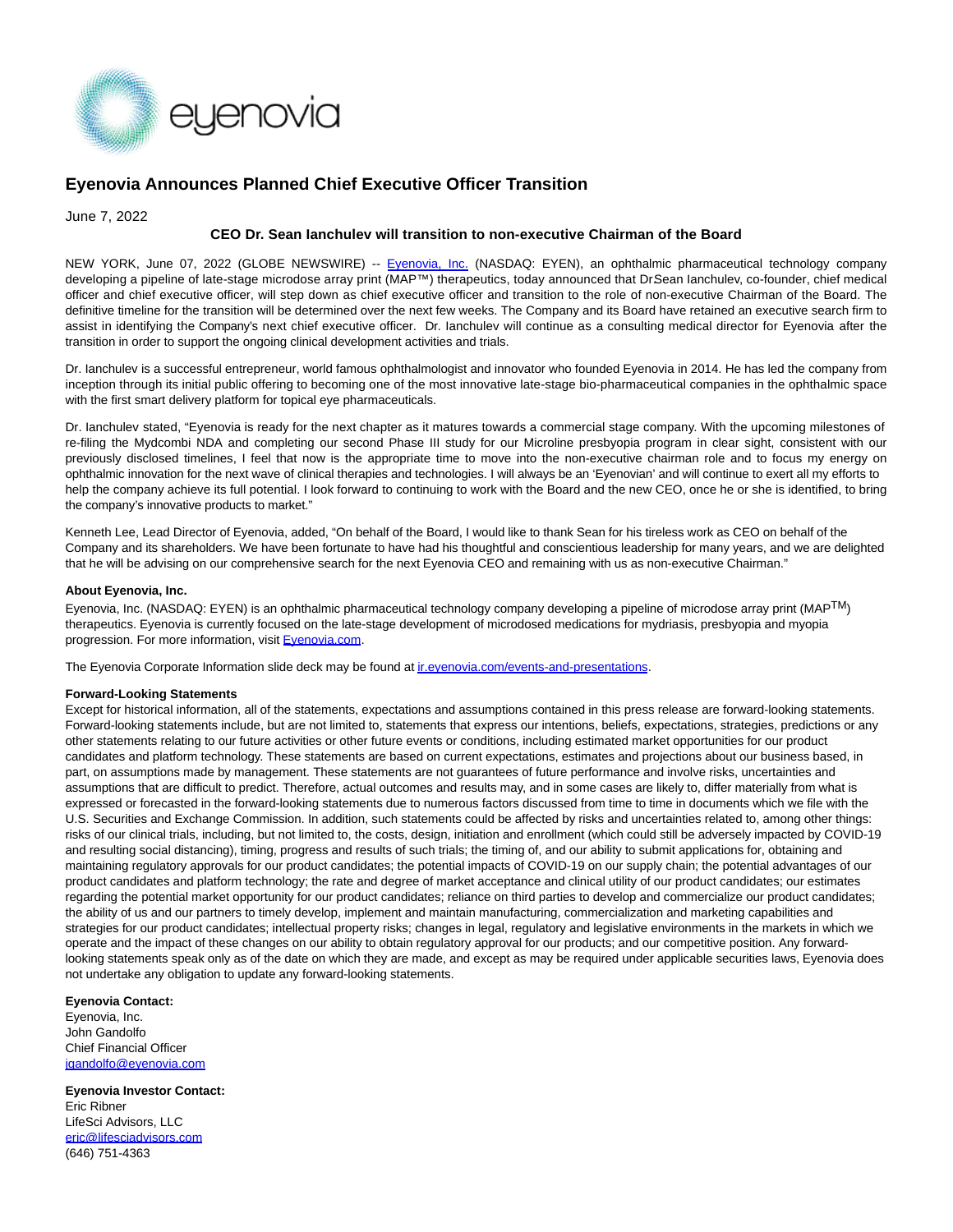# Eyenovia Announces Planned Chief Executive Officer Transition

June 7, 2022

**CEO Dr. Sean Ianchulev will transition to non-executive Chairman of the Board**

NEW YORK, June 07, 2022 (GLOBE NEWSWIRE) -- Eyenovia, Inc. (NASDAQ: EYEN), an ophthalmic pharmaceutical technology company developing a pipeline of late-stage microdose array print (MAP™) therapeutics, today announced that Dr.Sean Ianchulev, co-founder, chief medical officer and chief executive officer, will step down as chief executive officer and transition to the role of non-executive Chairman of the Board. The definitive timeline for the transition will be determined over the next few weeks. The Company and its Board have retained an executive search firm to assist in identifying the Company's next chief executive officer. Dr. Ianchulev will continue as a consulting medical director for Eyenovia after the transition in order to support the ongoing clinical development activities and trials.

Dr. Ianchulev is a successful entrepreneur, world famous ophthalmologist and innovator who founded Eyenovia in 2014. He has led the company from inception through its initial public offering to becoming one of the most innovative late-stage bio-pharmaceutical companies in the ophthalmic space with the first smart delivery platform for topical eye pharmaceuticals.

Dr. Ianchulev stated, "Eyenovia is ready for the next chapter as it matures towards a commercial stage company. With the upcoming milestones of re-filing the Mydcombi NDA and completing our second Phase III study for our Microline presbyopia program in clear sight, consistent with our previously disclosed timelines, I feel that now is the appropriate time to move into the non-executive chairman role and to focus my energy on ophthalmic innovation for the next wave of clinical therapies and technologies. I will always be an 'Eyenovian' and will continue to exert all my efforts to help the company achieve its full potential. I look forward to continuing to work with the Board and the new CEO, once he or she is identified, to bring the company's innovative products to market."

Kenneth Lee, Lead Director of Eyenovia, added, "On behalf of the Board, I would like to thank Sean for his tireless work as CEO on behalf of the Company and its shareholders. We have been fortunate to have had his thoughtful and conscientious leadership for many years, and we are delighted that he will be advising on our comprehensive search for the next Eyenovia CEO and remaining with us as non-executive Chairman."

**About Eyenovia, Inc.**

Eyenovia, Inc. (NASDAQ: EYEN) is an ophthalmic pharmaceutical technology company developing a pipeline of microdose array print (MAP™) therapeutics. Eyenovia is currently focused on the late-stage development of microdosed medications for mydriasis, presbyopia and myopia progression. For more information, visit Eyenovia.com.

The Eyenovia Corporate Information slide deck may be found at ir.eyenovia.com/events-and-presentations.

**Forward-Looking Statements**

Except for historical information, all of the statements, expectations and assumptions contained in this press release are forward-looking statements. Forward-looking statements include, but are not limited to, statements that express our intentions, beliefs, expectations, strategies, predictions or any other statements relating to our future activities or other future events or conditions, including estimated market opportunities for our product candidates and platform technology. These statements are based on current expectations, estimates and projections about our business based, in part, on assumptions made by management. These statements are not guarantees of future performance and involve risks, uncertainties and assumptions that are difficult to predict. Therefore, actual outcomes and results may, and in some cases are likely to, differ materially from what is expressed or forecasted in the forward-looking statements due to numerous factors discussed from time to time in documents which we file with the U.S. Securities and Exchange Commission. In addition, such statements could be affected by risks and uncertainties related to, among other things: risks of our clinical trials, including, but not limited to, the costs, design, initiation and enrollment (which could still be adversely impacted by COVID-19 and resulting social distancing), timing, progress and results of such trials; the timing of, and our ability to submit applications for, obtaining and maintaining regulatory approvals for our product candidates; the potential impacts of COVID-19 on our supply chain; the potential advantages of our product candidates and platform technology; the rate and degree of market acceptance and clinical utility of our product candidates; our estimates regarding the potential market opportunity for our product candidates; reliance on third parties to develop and commercialize our product candidates; the ability of us and our partners to timely develop, implement and maintain manufacturing, commercialization and marketing capabilities and strategies for our product candidates; intellectual property risks; changes in legal, regulatory and legislative environments in the markets in which we operate and the impact of these changes on our ability to obtain regulatory approval for our products; and our competitive position. Any forward-looking statements speak only as of the date on which they are made, and except as may be required under applicable securities laws, Eyenovia does not undertake any obligation to update any forward-looking statements.

**Eyenovia Contact:**
Eyenovia, Inc.
John Gandolfo
Chief Financial Officer
jgandolfo@eyenovia.com

**Eyenovia Investor Contact:**
Eric Ribner
LifeSci Advisors, LLC
eric@lifesciadvisors.com
(646) 751-4363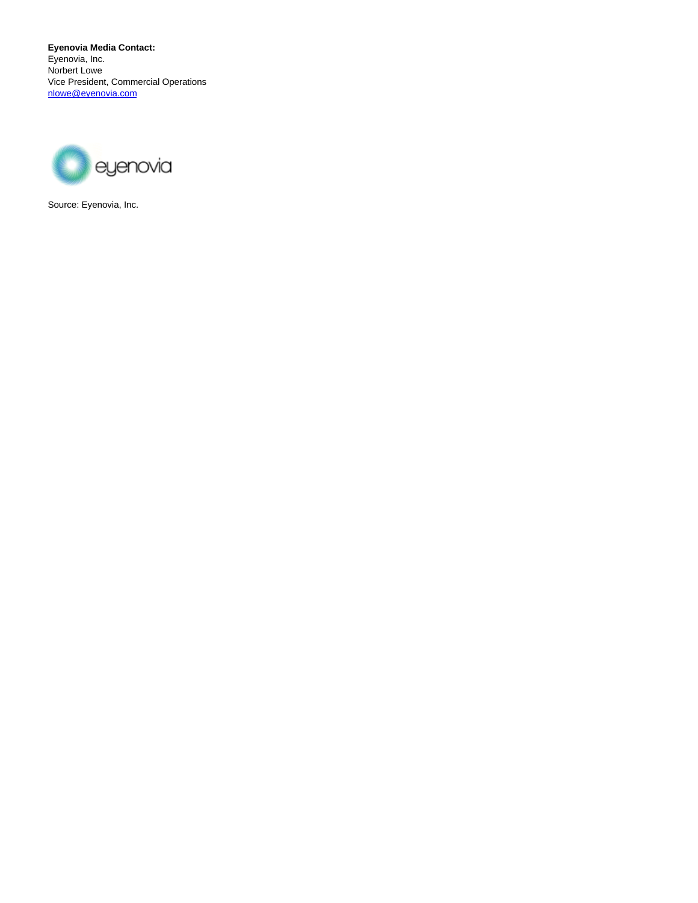**Eyenovia Media Contact:**
Eyenovia, Inc.
Norbert Lowe
Vice President, Commercial Operations
nlowe@eyenovia.com

Source: Eyenovia, Inc.